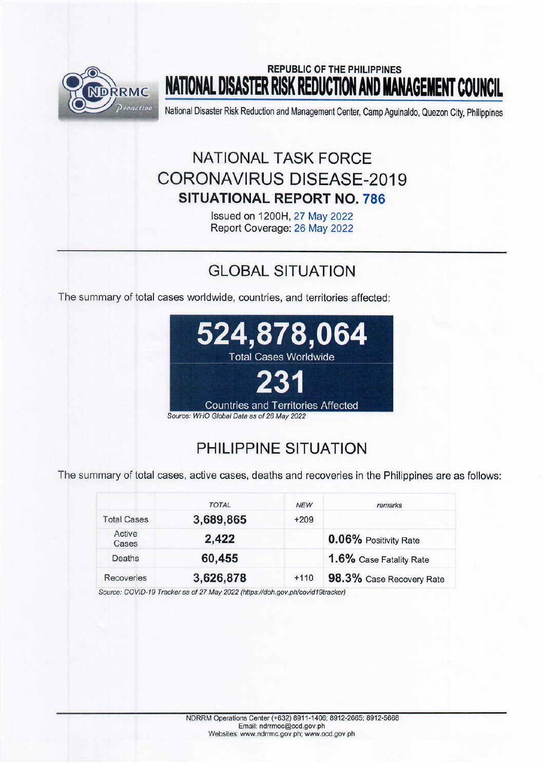REPUBLIC OF THE PHILIPPINES

# NATIONAL DISASTER RISK REDUCTION AND MANAGEMENT COUNCIL

National Disaster Risk Reduction and Management Center, Camp Aguinaldo, Quezon City, Philippines

## NATIONAL TASK FORCE CORONAVIRUS DISEASE-2019

## SITUATIONAL REPORT NO. 786

Issued on 1200H, 27 May 2022
Report Coverage: 26 May 2022

## GLOBAL SITUATION

The summary of total cases worldwide, countries, and territories affected:

**524,878,064**
Total Cases Worldwide

**231**
Countries and Territories Affected

*Source: WHO Global Data as of 26 May 2022*

## PHILIPPINE SITUATION

The summary of total cases, active cases, deaths and recoveries in the Philippines are as follows:

| | *TOTAL* | *NEW* | *remarks* |
|---|---|---|---|
| Total Cases | **3,689,865** | +209 | |
| Active Cases | **2,422** | | **0.06%** Positivity Rate |
| Deaths | **60,455** | | **1.6%** Case Fatality Rate |
| Recoveries | **3,626,878** | +110 | **98.3%** Case Recovery Rate |

*Source: COVID-19 Tracker as of 27 May 2022 (https://doh.gov.ph/covid19tracker)*

NDRRM Operations Center (+632) 8911-1406; 8912-2665; 8912-5668
Email: ndrrmoc@ocd.gov.ph
Websites: www.ndrrmc.gov.ph; www.ocd.gov.ph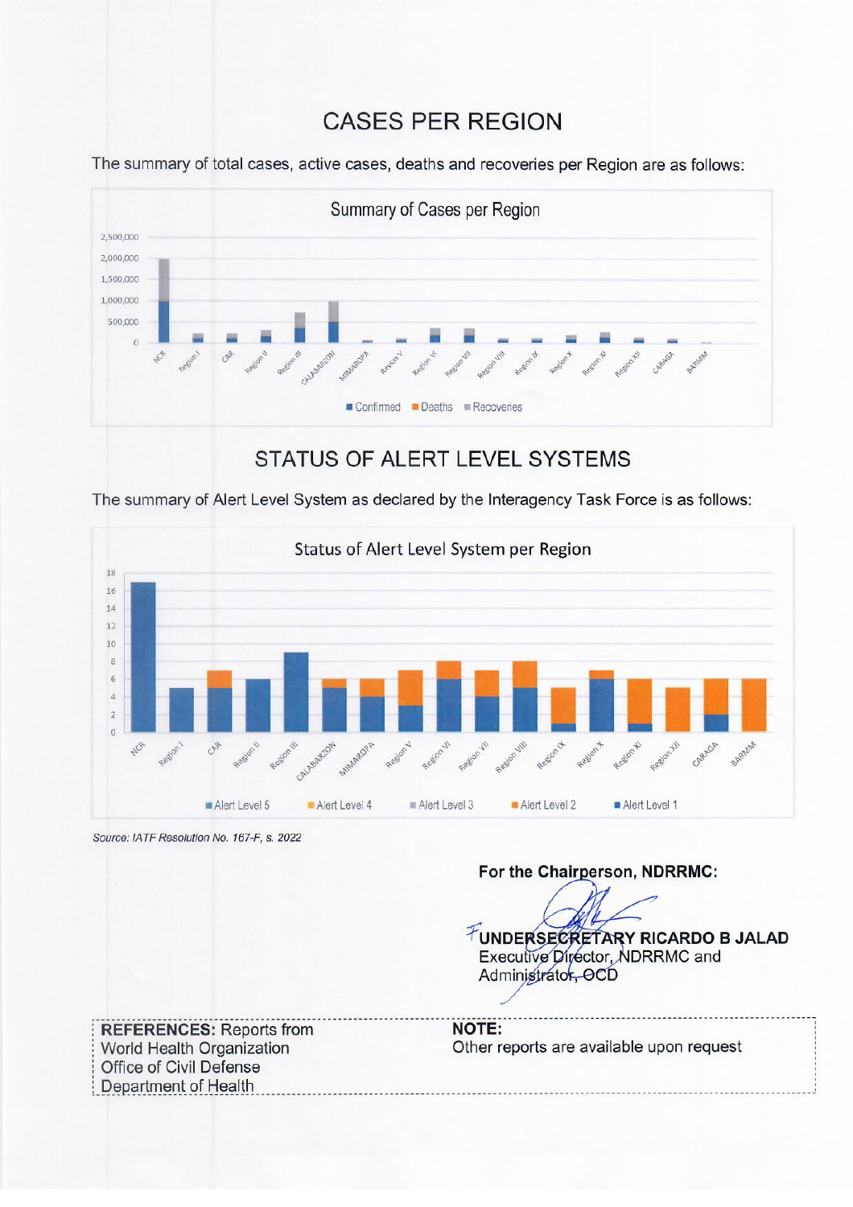## CASES PER REGION

The summary of total cases, active cases, deaths and recoveries per Region are as follows:

Summary of Cases per Region

## STATUS OF ALERT LEVEL SYSTEMS

The summary of Alert Level System as declared by the Interagency Task Force is as follows:

Status of Alert Level System per Region

*Source: IATF Resolution No. 167-F, s. 2022*

**For the Chairperson, NDRRMC:**

**UNDERSECRETARY RICARDO B JALAD**
Executive Director, NDRRMC and
Administrator, OCD

**REFERENCES:** Reports from
World Health Organization
Office of Civil Defense
Department of Health

**NOTE:**
Other reports are available upon request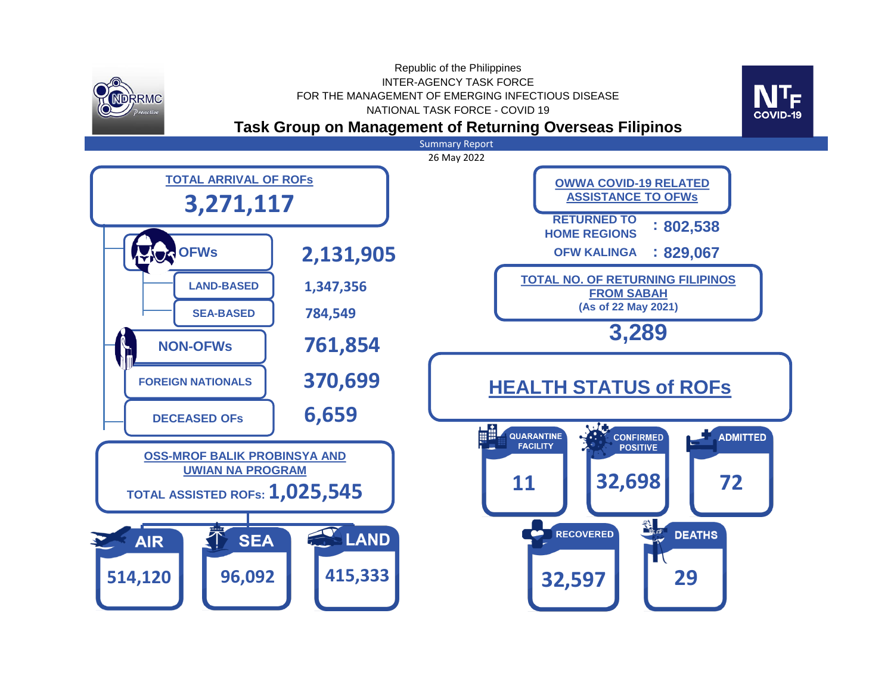Republic of the Philippines
INTER-AGENCY TASK FORCE
FOR THE MANAGEMENT OF EMERGING INFECTIOUS DISEASE
NATIONAL TASK FORCE - COVID 19

# Task Group on Management of Returning Overseas Filipinos

Summary Report

26 May 2022

## TOTAL ARRIVAL OF ROFs

**3,271,117**

| Category | Count |
|---|---|
| OFWs | 2,131,905 |
| LAND-BASED | 1,347,356 |
| SEA-BASED | 784,549 |
| NON-OFWs | 761,854 |
| FOREIGN NATIONALS | 370,699 |
| DECEASED OFs | 6,659 |

## OSS-MROF BALIK PROBINSYA AND UWIAN NA PROGRAM

TOTAL ASSISTED ROFs: **1,025,545**

| AIR | SEA | LAND |
|---|---|---|
| 514,120 | 96,092 | 415,333 |

## OWWA COVID-19 RELATED ASSISTANCE TO OFWs

RETURNED TO HOME REGIONS : **802,538**

OFW KALINGA : **829,067**

## TOTAL NO. OF RETURNING FILIPINOS FROM SABAH

(As of 22 May 2021)

**3,289**

## HEALTH STATUS of ROFs

| QUARANTINE FACILITY | CONFIRMED POSITIVE | ADMITTED | RECOVERED | DEATHS |
|---|---|---|---|---|
| 11 | 32,698 | 72 | 32,597 | 29 |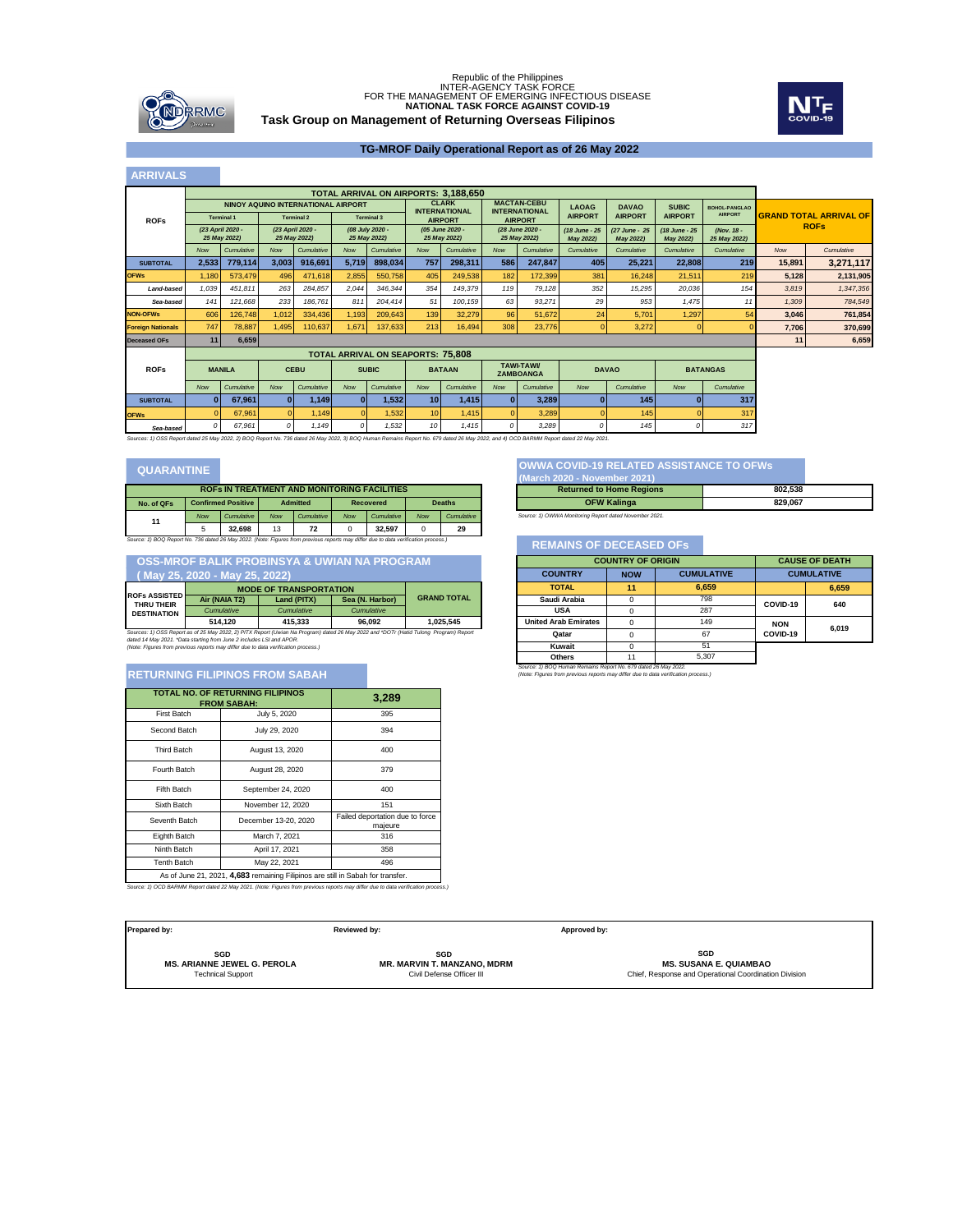Republic of the Philippines
INTER-AGENCY TASK FORCE
FOR THE MANAGEMENT OF EMERGING INFECTIOUS DISEASE
**NATIONAL TASK FORCE AGAINST COVID-19**

**Task Group on Management of Returning Overseas Filipinos**

## TG-MROF Daily Operational Report as of 26 May 2022

## ARRIVALS

**TOTAL ARRIVAL ON AIRPORTS: 3,188,650**

| ROFs | NINOY AQUINO INTERNATIONAL AIRPORT Terminal 1 (23 April 2020 - 25 May 2022) | | Terminal 2 (23 April 2020 - 25 May 2022) | | Terminal 3 (08 July 2020 - 25 May 2022) | | CLARK INTERNATIONAL AIRPORT (05 June 2020 - 25 May 2022) | | MACTAN-CEBU INTERNATIONAL AIRPORT (28 June 2020 - 25 May 2022) | | LAOAG AIRPORT (18 June - 25 May 2022) | DAVAO AIRPORT (27 June - 25 May 2022) | SUBIC AIRPORT (18 June - 25 May 2022) | BOHOL-PANGLAO AIRPORT (Nov. 18 - 25 May 2022) | GRAND TOTAL ARRIVAL OF ROFs | |
|---|---|---|---|---|---|---|---|---|---|---|---|---|---|---|---|---|
| | Now | Cumulative | Now | Cumulative | Now | Cumulative | Now | Cumulative | Now | Cumulative | Cumulative | Cumulative | Cumulative | Cumulative | Now | Cumulative |
| **SUBTOTAL** | **2,533** | **779,114** | **3,003** | **916,691** | **5,719** | **898,034** | **757** | **298,311** | **586** | **247,847** | **405** | **25,221** | **22,808** | **219** | **15,891** | **3,271,117** |
| **OFWs** | 1,180 | 573,479 | 496 | 471,618 | 2,855 | 550,758 | 405 | 249,538 | 182 | 172,399 | 381 | 16,248 | 21,511 | 219 | **5,128** | **2,131,905** |
| *Land-based* | *1,039* | *451,811* | *263* | *284,857* | *2,044* | *346,344* | *354* | *149,379* | *119* | *79,128* | *352* | *15,295* | *20,036* | *154* | *3,819* | *1,347,356* |
| *Sea-based* | *141* | *121,668* | *233* | *186,761* | *811* | *204,414* | *51* | *100,159* | *63* | *93,271* | *29* | *953* | *1,475* | *11* | *1,309* | *784,549* |
| **NON-OFWs** | 606 | 126,748 | 1,012 | 334,436 | 1,193 | 209,643 | 139 | 32,279 | 96 | 51,672 | 24 | 5,701 | 1,297 | 54 | **3,046** | **761,854** |
| **Foreign Nationals** | 747 | 78,887 | 1,495 | 110,637 | 1,671 | 137,633 | 213 | 16,494 | 308 | 23,776 | 0 | 3,272 | 0 | 0 | **7,706** | **370,699** |
| **Deceased OFs** | **11** | **6,659** | | | | | | | | | | | | | **11** | **6,659** |

**TOTAL ARRIVAL ON SEAPORTS: 75,808**

| ROFs | MANILA | | CEBU | | SUBIC | | BATAAN | | TAWI-TAWI/ ZAMBOANGA | | DAVAO | | BATANGAS | |
|---|---|---|---|---|---|---|---|---|---|---|---|---|---|---|
| | Now | Cumulative | Now | Cumulative | Now | Cumulative | Now | Cumulative | Now | Cumulative | Now | Cumulative | Now | Cumulative |
| **SUBTOTAL** | **0** | **67,961** | **0** | **1,149** | **0** | **1,532** | **10** | **1,415** | **0** | **3,289** | **0** | **145** | **0** | **317** |
| **OFWs** | 0 | 67,961 | 0 | 1,149 | 0 | 1,532 | 10 | 1,415 | 0 | 3,289 | 0 | 145 | 0 | 317 |
| *Sea-based* | *0* | *67,961* | *0* | *1,149* | *0* | *1,532* | *10* | *1,415* | *0* | *3,289* | *0* | *145* | *0* | *317* |

*Sources: 1) OSS Report dated 25 May 2022, 2) BOQ Report No. 736 dated 26 May 2022, 3) BOQ Human Remains Report No. 679 dated 26 May 2022, and 4) OCD BARMM Report dated 22 May 2021.*

## QUARANTINE

**ROFs IN TREATMENT AND MONITORING FACILITIES**

| No. of QFs | Confirmed Positive Now | Confirmed Positive Cumulative | Admitted Now | Admitted Cumulative | Recovered Now | Recovered Cumulative | Deaths Now | Deaths Cumulative |
|---|---|---|---|---|---|---|---|---|
| 11 | 5 | 32,698 | 13 | 72 | 0 | 32,597 | 0 | 29 |

*Source: 1) BOQ Report No. 736 dated 26 May 2022. (Note: Figures from previous reports may differ due to data verification process.)*

## OSS-MROF BALIK PROBINSYA & UWIAN NA PROGRAM ( May 25, 2020 - May 25, 2022)

| ROFs ASSISTED THRU THEIR DESTINATION | MODE OF TRANSPORTATION Air (NAIA T2) Cumulative | Land (PITX) Cumulative | Sea (N. Harbor) Cumulative | GRAND TOTAL |
|---|---|---|---|---|
| | 514,120 | 415,333 | 96,092 | 1,025,545 |

*Sources: 1) OSS Report as of 25 May 2022, 2) PITX Report (Uwian Na Program) dated 26 May 2022 and \*DOTr (Hatid Tulong Program) Report dated 14 May 2021. \*Data starting from June 2 includes LSI and APOR.*
*(Note: Figures from previous reports may differ due to data verification process.)*

## RETURNING FILIPINOS FROM SABAH

| TOTAL NO. OF RETURNING FILIPINOS FROM SABAH: | | 3,289 |
|---|---|---|
| First Batch | July 5, 2020 | 395 |
| Second Batch | July 29, 2020 | 394 |
| Third Batch | August 13, 2020 | 400 |
| Fourth Batch | August 28, 2020 | 379 |
| Fifth Batch | September 24, 2020 | 400 |
| Sixth Batch | November 12, 2020 | 151 |
| Seventh Batch | December 13-20, 2020 | Failed deportation due to force majeure |
| Eighth Batch | March 7, 2021 | 316 |
| Ninth Batch | April 17, 2021 | 358 |
| Tenth Batch | May 22, 2021 | 496 |
| As of June 21, 2021, **4,683** remaining Filipinos are still in Sabah for transfer. | | |

*Source: 1) OCD BARMM Report dated 22 May 2021. (Note: Figures from previous reports may differ due to data verification process.)*

## OWWA COVID-19 RELATED ASSISTANCE TO OFWs (March 2020 - November 2021)

| | |
|---|---|
| **Returned to Home Regions** | **802,538** |
| **OFW Kalinga** | **829,067** |

*Source: 1) OWWA Monitoring Report dated November 2021.*

## REMAINS OF DECEASED OFs

| COUNTRY | NOW | CUMULATIVE | CAUSE OF DEATH | CUMULATIVE |
|---|---|---|---|---|
| **TOTAL** | **11** | **6,659** | | **6,659** |
| Saudi Arabia | 0 | 798 | COVID-19 | 640 |
| USA | 0 | 287 | | |
| United Arab Emirates | 0 | 149 | NON COVID-19 | 6,019 |
| Qatar | 0 | 67 | | |
| Kuwait | 0 | 51 | | |
| Others | 11 | 5,307 | | |

*Source: 1) BOQ Human Remains Report No. 679 dated 26 May 2022.*
*(Note: Figures from previous reports may differ due to data verification process.)*

| Prepared by: | Reviewed by: | Approved by: |
|---|---|---|
| SGD **MS. ARIANNE JEWEL G. PEROLA** Technical Support | SGD **MR. MARVIN T. MANZANO, MDRM** Civil Defense Officer III | SGD **MS. SUSANA E. QUIAMBAO** Chief, Response and Operational Coordination Division |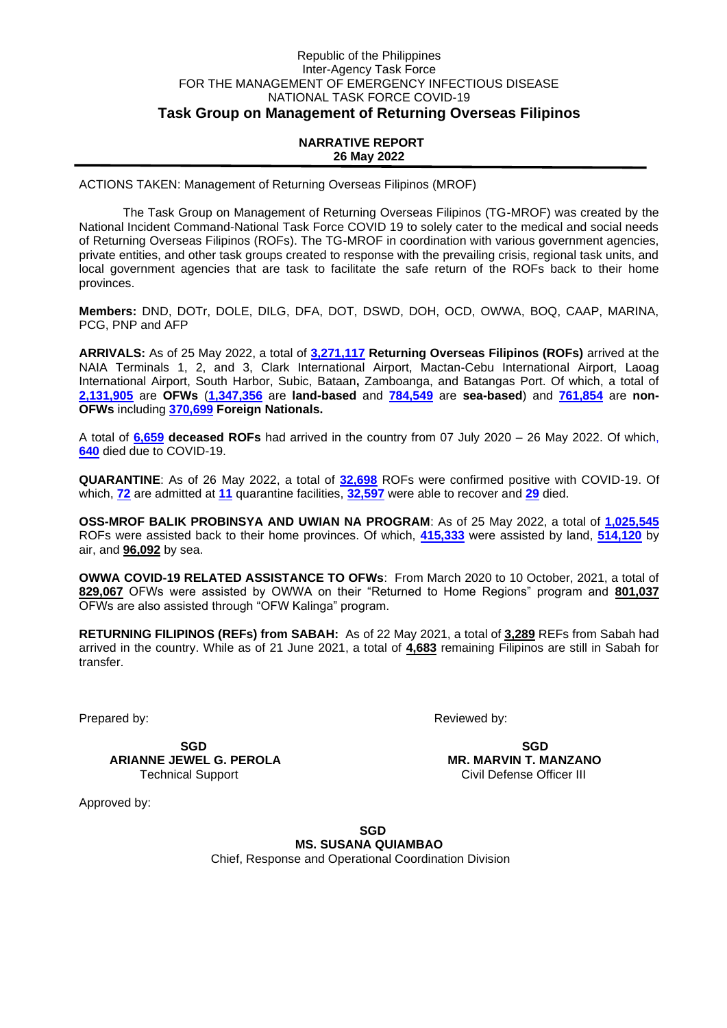Republic of the Philippines
Inter-Agency Task Force
FOR THE MANAGEMENT OF EMERGENCY INFECTIOUS DISEASE
NATIONAL TASK FORCE COVID-19

## Task Group on Management of Returning Overseas Filipinos

**NARRATIVE REPORT**
**26 May 2022**

ACTIONS TAKEN: Management of Returning Overseas Filipinos (MROF)

The Task Group on Management of Returning Overseas Filipinos (TG-MROF) was created by the National Incident Command-National Task Force COVID 19 to solely cater to the medical and social needs of Returning Overseas Filipinos (ROFs). The TG-MROF in coordination with various government agencies, private entities, and other task groups created to response with the prevailing crisis, regional task units, and local government agencies that are task to facilitate the safe return of the ROFs back to their home provinces.

**Members:** DND, DOTr, DOLE, DILG, DFA, DOT, DSWD, DOH, OCD, OWWA, BOQ, CAAP, MARINA, PCG, PNP and AFP

**ARRIVALS:** As of 25 May 2022, a total of **3,271,117** **Returning Overseas Filipinos (ROFs)** arrived at the NAIA Terminals 1, 2, and 3, Clark International Airport, Mactan-Cebu International Airport, Laoag International Airport, South Harbor, Subic, Bataan**,** Zamboanga, and Batangas Port. Of which, a total of **2,131,905** are **OFWs** (**1,347,356** are **land-based** and **784,549** are **sea-based**) and **761,854** are **non-OFWs** including **370,699** **Foreign Nationals.**

A total of **6,659** **deceased ROFs** had arrived in the country from 07 July 2020 – 26 May 2022. Of which, **640** died due to COVID-19.

**QUARANTINE**: As of 26 May 2022, a total of **32,698** ROFs were confirmed positive with COVID-19. Of which, **72** are admitted at **11** quarantine facilities, **32,597** were able to recover and **29** died.

**OSS-MROF BALIK PROBINSYA AND UWIAN NA PROGRAM**: As of 25 May 2022, a total of **1,025,545** ROFs were assisted back to their home provinces. Of which, **415,333** were assisted by land, **514,120** by air, and **96,092** by sea.

**OWWA COVID-19 RELATED ASSISTANCE TO OFWs**: From March 2020 to 10 October, 2021, a total of **829,067** OFWs were assisted by OWWA on their "Returned to Home Regions" program and **801,037** OFWs are also assisted through "OFW Kalinga" program.

**RETURNING FILIPINOS (REFs) from SABAH:** As of 22 May 2021, a total of **3,289** REFs from Sabah had arrived in the country. While as of 21 June 2021, a total of **4,683** remaining Filipinos are still in Sabah for transfer.

Prepared by:

**SGD**
**ARIANNE JEWEL G. PEROLA**
Technical Support

Reviewed by:

**SGD**
**MR. MARVIN T. MANZANO**
Civil Defense Officer III

Approved by:

**SGD**
**MS. SUSANA QUIAMBAO**
Chief, Response and Operational Coordination Division